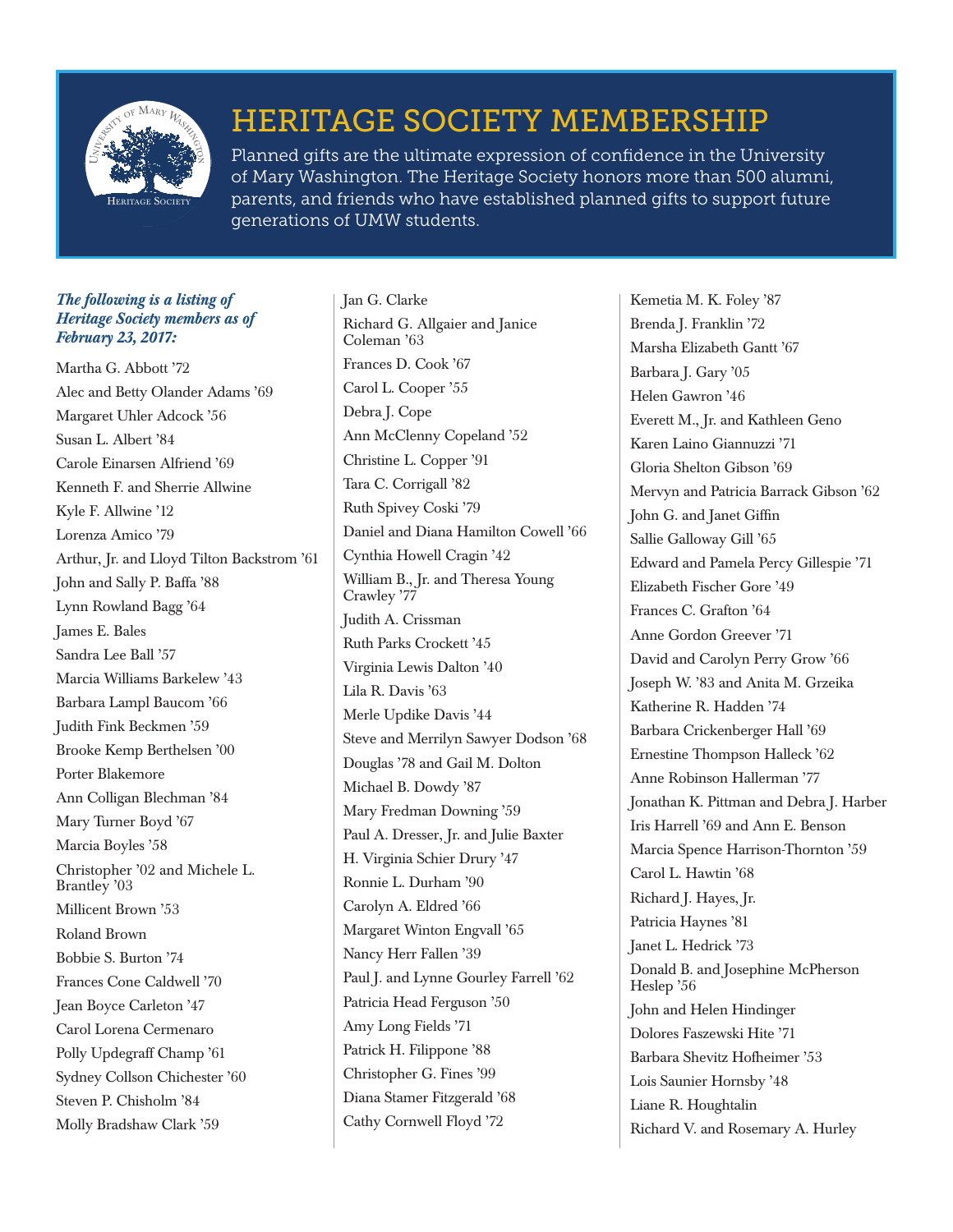# HERITAGE SOCIETY MEMBERSHIP

Planned gifts are the ultimate expression of confidence in the University of Mary Washington. The Heritage Society honors more than 500 alumni, parents, and friends who have established planned gifts to support future generations of UMW students.

***The following is a listing of Heritage Society members as of February 23, 2017:***

Martha G. Abbott '72
Alec and Betty Olander Adams '69
Margaret Uhler Adcock '56
Susan L. Albert '84
Carole Einarsen Alfriend '69
Kenneth F. and Sherrie Allwine
Kyle F. Allwine '12
Lorenza Amico '79
Arthur, Jr. and Lloyd Tilton Backstrom '61
John and Sally P. Baffa '88
Lynn Rowland Bagg '64
James E. Bales
Sandra Lee Ball '57
Marcia Williams Barkelew '43
Barbara Lampl Baucom '66
Judith Fink Beckmen '59
Brooke Kemp Berthelsen '00
Porter Blakemore
Ann Colligan Blechman '84
Mary Turner Boyd '67
Marcia Boyles '58
Christopher '02 and Michele L. Brantley '03
Millicent Brown '53
Roland Brown
Bobbie S. Burton '74
Frances Cone Caldwell '70
Jean Boyce Carleton '47
Carol Lorena Cermenaro
Polly Updegraff Champ '61
Sydney Collson Chichester '60
Steven P. Chisholm '84
Molly Bradshaw Clark '59
Jan G. Clarke
Richard G. Allgaier and Janice Coleman '63
Frances D. Cook '67
Carol L. Cooper '55
Debra J. Cope
Ann McClenny Copeland '52
Christine L. Copper '91
Tara C. Corrigall '82
Ruth Spivey Coski '79
Daniel and Diana Hamilton Cowell '66
Cynthia Howell Cragin '42
William B., Jr. and Theresa Young Crawley '77
Judith A. Crissman
Ruth Parks Crockett '45
Virginia Lewis Dalton '40
Lila R. Davis '63
Merle Updike Davis '44
Steve and Merrilyn Sawyer Dodson '68
Douglas '78 and Gail M. Dolton
Michael B. Dowdy '87
Mary Fredman Downing '59
Paul A. Dresser, Jr. and Julie Baxter
H. Virginia Schier Drury '47
Ronnie L. Durham '90
Carolyn A. Eldred '66
Margaret Winton Engvall '65
Nancy Herr Fallen '39
Paul J. and Lynne Gourley Farrell '62
Patricia Head Ferguson '50
Amy Long Fields '71
Patrick H. Filippone '88
Christopher G. Fines '99
Diana Stamer Fitzgerald '68
Cathy Cornwell Floyd '72
Kemetia M. K. Foley '87
Brenda J. Franklin '72
Marsha Elizabeth Gantt '67
Barbara J. Gary '05
Helen Gawron '46
Everett M., Jr. and Kathleen Geno
Karen Laino Giannuzzi '71
Gloria Shelton Gibson '69
Mervyn and Patricia Barrack Gibson '62
John G. and Janet Giffin
Sallie Galloway Gill '65
Edward and Pamela Percy Gillespie '71
Elizabeth Fischer Gore '49
Frances C. Grafton '64
Anne Gordon Greever '71
David and Carolyn Perry Grow '66
Joseph W. '83 and Anita M. Grzeika
Katherine R. Hadden '74
Barbara Crickenberger Hall '69
Ernestine Thompson Halleck '62
Anne Robinson Hallerman '77
Jonathan K. Pittman and Debra J. Harber
Iris Harrell '69 and Ann E. Benson
Marcia Spence Harrison-Thornton '59
Carol L. Hawtin '68
Richard J. Hayes, Jr.
Patricia Haynes '81
Janet L. Hedrick '73
Donald B. and Josephine McPherson Heslep '56
John and Helen Hindinger
Dolores Faszewski Hite '71
Barbara Shevitz Hofheimer '53
Lois Saunier Hornsby '48
Liane R. Houghtalin
Richard V. and Rosemary A. Hurley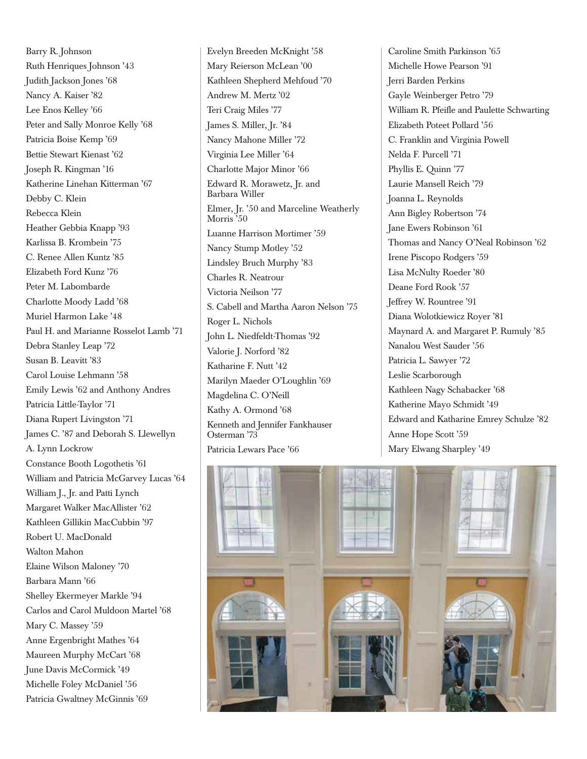Barry R. Johnson
Ruth Henriques Johnson '43
Judith Jackson Jones '68
Nancy A. Kaiser '82
Lee Enos Kelley '66
Peter and Sally Monroe Kelly '68
Patricia Boise Kemp '69
Bettie Stewart Kienast '62
Joseph R. Kingman '16
Katherine Linehan Kitterman '67
Debby C. Klein
Rebecca Klein
Heather Gebbia Knapp '93
Karlissa B. Krombein '75
C. Renee Allen Kuntz '85
Elizabeth Ford Kunz '76
Peter M. Labombarde
Charlotte Moody Ladd '68
Muriel Harmon Lake '48
Paul H. and Marianne Rosselot Lamb '71
Debra Stanley Leap '72
Susan B. Leavitt '83
Carol Louise Lehmann '58
Emily Lewis '62 and Anthony Andres
Patricia Little-Taylor '71
Diana Rupert Livingston '71
James C. '87 and Deborah S. Llewellyn
A. Lynn Lockrow
Constance Booth Logothetis '61
William and Patricia McGarvey Lucas '64
William J., Jr. and Patti Lynch
Margaret Walker MacAllister '62
Kathleen Gillikin MacCubbin '97
Robert U. MacDonald
Walton Mahon
Elaine Wilson Maloney '70
Barbara Mann '66
Shelley Ekermeyer Markle '94
Carlos and Carol Muldoon Martel '68
Mary C. Massey '59
Anne Ergenbright Mathes '64
Maureen Murphy McCart '68
June Davis McCormick '49
Michelle Foley McDaniel '56
Patricia Gwaltney McGinnis '69

Evelyn Breeden McKnight '58
Mary Reierson McLean '00
Kathleen Shepherd Mehfoud '70
Andrew M. Mertz '02
Teri Craig Miles '77
James S. Miller, Jr. '84
Nancy Mahone Miller '72
Virginia Lee Miller '64
Charlotte Major Minor '66
Edward R. Morawetz, Jr. and Barbara Willer
Elmer, Jr. '50 and Marceline Weatherly Morris '50
Luanne Harrison Mortimer '59
Nancy Stump Motley '52
Lindsley Bruch Murphy '83
Charles R. Neatrour
Victoria Neilson '77
S. Cabell and Martha Aaron Nelson '75
Roger L. Nichols
John L. Niedfeldt-Thomas '92
Valorie J. Norford '82
Katharine F. Nutt '42
Marilyn Maeder O'Loughlin '69
Magdelina C. O'Neill
Kathy A. Ormond '68
Kenneth and Jennifer Fankhauser Osterman '73
Patricia Lewars Pace '66

Caroline Smith Parkinson '65
Michelle Howe Pearson '91
Jerri Barden Perkins
Gayle Weinberger Petro '79
William R. Pfeifle and Paulette Schwarting
Elizabeth Poteet Pollard '56
C. Franklin and Virginia Powell
Nelda F. Purcell '71
Phyllis E. Quinn '77
Laurie Mansell Reich '79
Joanna L. Reynolds
Ann Bigley Robertson '74
Jane Ewers Robinson '61
Thomas and Nancy O'Neal Robinson '62
Irene Piscopo Rodgers '59
Lisa McNulty Roeder '80
Deane Ford Rook '57
Jeffrey W. Rountree '91
Diana Wolotkiewicz Royer '81
Maynard A. and Margaret P. Rumuly '85
Nanalou West Sauder '56
Patricia L. Sawyer '72
Leslie Scarborough
Kathleen Nagy Schabacker '68
Katherine Mayo Schmidt '49
Edward and Katharine Emrey Schulze '82
Anne Hope Scott '59
Mary Elwang Sharpley '49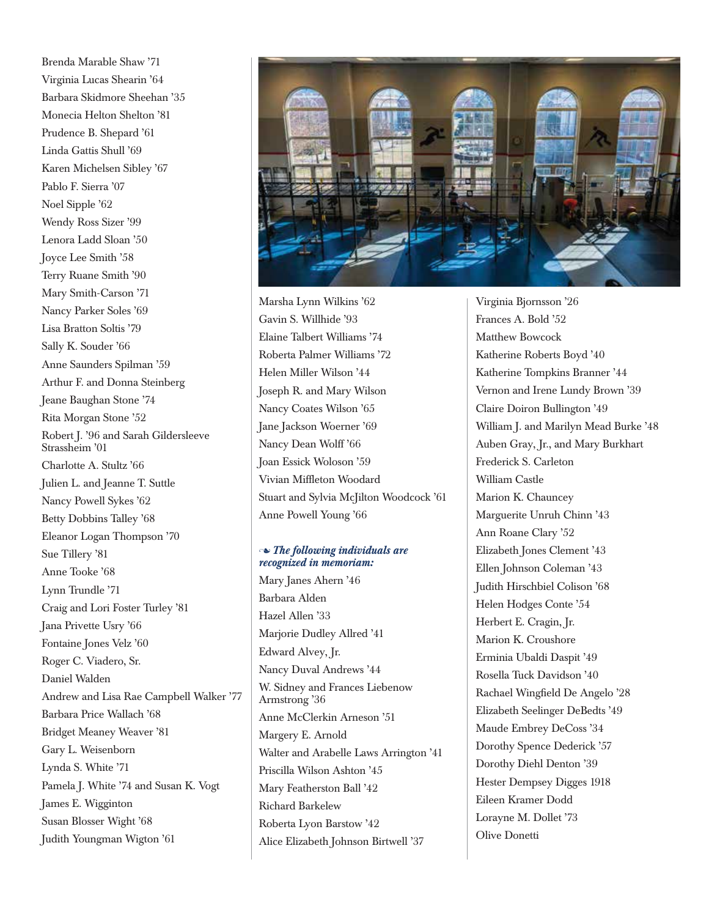Brenda Marable Shaw '71
Virginia Lucas Shearin '64
Barbara Skidmore Sheehan '35
Monecia Helton Shelton '81
Prudence B. Shepard '61
Linda Gattis Shull '69
Karen Michelsen Sibley '67
Pablo F. Sierra '07
Noel Sipple '62
Wendy Ross Sizer '99
Lenora Ladd Sloan '50
Joyce Lee Smith '58
Terry Ruane Smith '90
Mary Smith-Carson '71
Nancy Parker Soles '69
Lisa Bratton Soltis '79
Sally K. Souder '66
Anne Saunders Spilman '59
Arthur F. and Donna Steinberg
Jeane Baughan Stone '74
Rita Morgan Stone '52
Robert J. '96 and Sarah Gildersleeve Strassheim '01
Charlotte A. Stultz '66
Julien L. and Jeanne T. Suttle
Nancy Powell Sykes '62
Betty Dobbins Talley '68
Eleanor Logan Thompson '70
Sue Tillery '81
Anne Tooke '68
Lynn Trundle '71
Craig and Lori Foster Turley '81
Jana Privette Usry '66
Fontaine Jones Velz '60
Roger C. Viadero, Sr.
Daniel Walden
Andrew and Lisa Rae Campbell Walker '77
Barbara Price Wallach '68
Bridget Meaney Weaver '81
Gary L. Weisenborn
Lynda S. White '71
Pamela J. White '74 and Susan K. Vogt
James E. Wigginton
Susan Blosser Wight '68
Judith Youngman Wigton '61

Marsha Lynn Wilkins '62
Gavin S. Willhide '93
Elaine Talbert Williams '74
Roberta Palmer Williams '72
Helen Miller Wilson '44
Joseph R. and Mary Wilson
Nancy Coates Wilson '65
Jane Jackson Woerner '69
Nancy Dean Wolff '66
Joan Essick Woloson '59
Vivian Miffleton Woodard
Stuart and Sylvia McJilton Woodcock '61
Anne Powell Young '66

***The following individuals are recognized in memoriam:***

Mary Janes Ahern '46
Barbara Alden
Hazel Allen '33
Marjorie Dudley Allred '41
Edward Alvey, Jr.
Nancy Duval Andrews '44
W. Sidney and Frances Liebenow Armstrong '36
Anne McClerkin Arneson '51
Margery E. Arnold
Walter and Arabelle Laws Arrington '41
Priscilla Wilson Ashton '45
Mary Featherston Ball '42
Richard Barkelew
Roberta Lyon Barstow '42
Alice Elizabeth Johnson Birtwell '37
Virginia Bjornsson '26
Frances A. Bold '52
Matthew Bowcock
Katherine Roberts Boyd '40
Katherine Tompkins Branner '44
Vernon and Irene Lundy Brown '39
Claire Doiron Bullington '49
William J. and Marilyn Mead Burke '48
Auben Gray, Jr., and Mary Burkhart
Frederick S. Carleton
William Castle
Marion K. Chauncey
Marguerite Unruh Chinn '43
Ann Roane Clary '52
Elizabeth Jones Clement '43
Ellen Johnson Coleman '43
Judith Hirschbiel Colison '68
Helen Hodges Conte '54
Herbert E. Cragin, Jr.
Marion K. Croushore
Erminia Ubaldi Daspit '49
Rosella Tuck Davidson '40
Rachael Wingfield De Angelo '28
Elizabeth Seelinger DeBedts '49
Maude Embrey DeCoss '34
Dorothy Spence Dederick '57
Dorothy Diehl Denton '39
Hester Dempsey Digges 1918
Eileen Kramer Dodd
Lorayne M. Dollet '73
Olive Donetti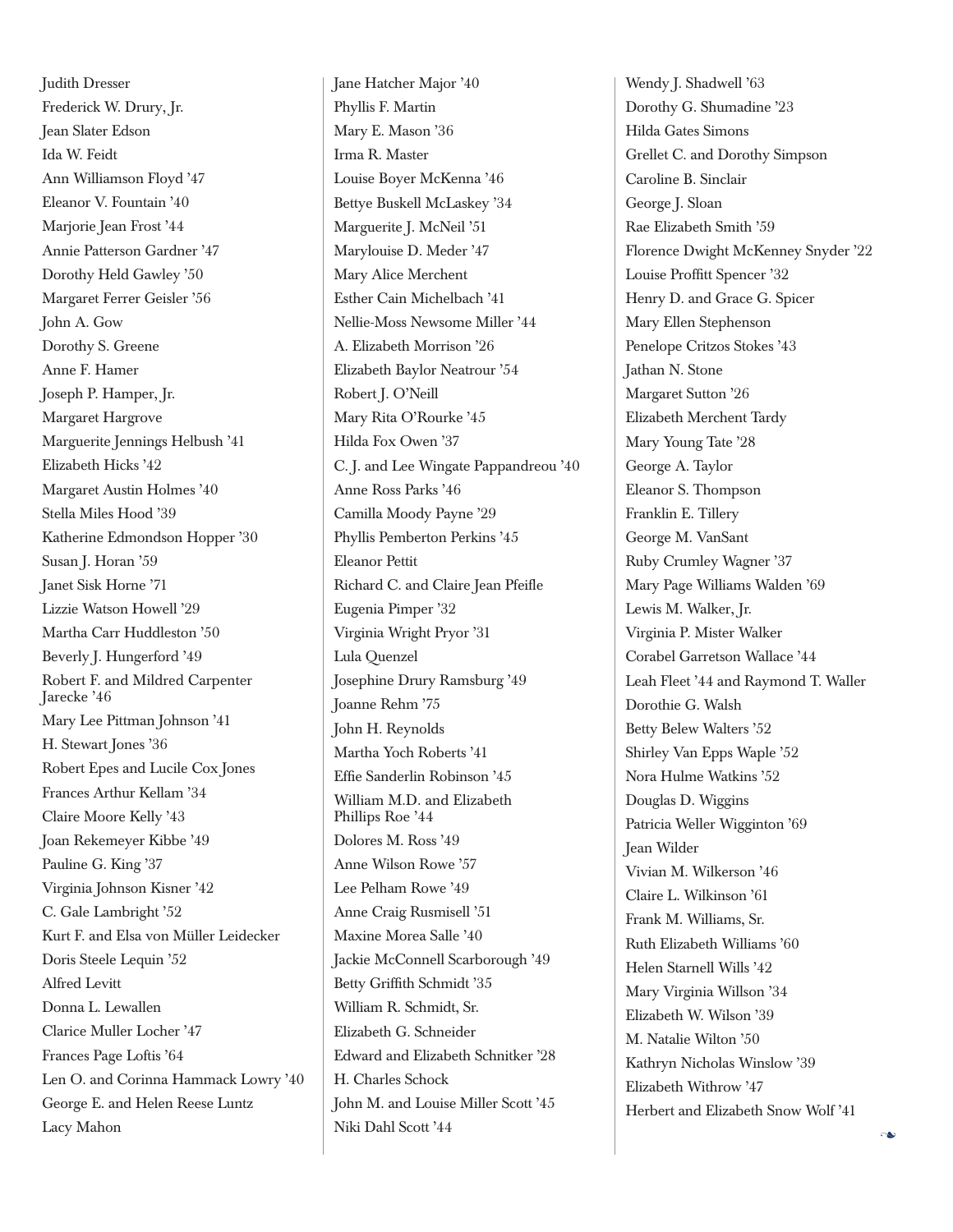Judith Dresser
Frederick W. Drury, Jr.
Jean Slater Edson
Ida W. Feidt
Ann Williamson Floyd ’47
Eleanor V. Fountain ’40
Marjorie Jean Frost ’44
Annie Patterson Gardner ’47
Dorothy Held Gawley ’50
Margaret Ferrer Geisler ’56
John A. Gow
Dorothy S. Greene
Anne F. Hamer
Joseph P. Hamper, Jr.
Margaret Hargrove
Marguerite Jennings Helbush ’41
Elizabeth Hicks ’42
Margaret Austin Holmes ’40
Stella Miles Hood ’39
Katherine Edmondson Hopper ’30
Susan J. Horan ’59
Janet Sisk Horne ’71
Lizzie Watson Howell ’29
Martha Carr Huddleston ’50
Beverly J. Hungerford ’49
Robert F. and Mildred Carpenter Jarecke ’46
Mary Lee Pittman Johnson ’41
H. Stewart Jones ’36
Robert Epes and Lucile Cox Jones
Frances Arthur Kellam ’34
Claire Moore Kelly ’43
Joan Rekemeyer Kibbe ’49
Pauline G. King ’37
Virginia Johnson Kisner ’42
C. Gale Lambright ’52
Kurt F. and Elsa von Müller Leidecker
Doris Steele Lequin ’52
Alfred Levitt
Donna L. Lewallen
Clarice Muller Locher ’47
Frances Page Loftis ’64
Len O. and Corinna Hammack Lowry ’40
George E. and Helen Reese Luntz
Lacy Mahon
Jane Hatcher Major ’40
Phyllis F. Martin
Mary E. Mason ’36
Irma R. Master
Louise Boyer McKenna ’46
Bettye Buskell McLaskey ’34
Marguerite J. McNeil ’51
Marylouise D. Meder ’47
Mary Alice Merchent
Esther Cain Michelbach ’41
Nellie-Moss Newsome Miller ’44
A. Elizabeth Morrison ’26
Elizabeth Baylor Neatrour ’54
Robert J. O’Neill
Mary Rita O’Rourke ’45
Hilda Fox Owen ’37
C. J. and Lee Wingate Pappandreou ’40
Anne Ross Parks ’46
Camilla Moody Payne ’29
Phyllis Pemberton Perkins ’45
Eleanor Pettit
Richard C. and Claire Jean Pfeifle
Eugenia Pimper ’32
Virginia Wright Pryor ’31
Lula Quenzel
Josephine Drury Ramsburg ’49
Joanne Rehm ’75
John H. Reynolds
Martha Yoch Roberts ’41
Effie Sanderlin Robinson ’45
William M.D. and Elizabeth Phillips Roe ’44
Dolores M. Ross ’49
Anne Wilson Rowe ’57
Lee Pelham Rowe ’49
Anne Craig Rusmisell ’51
Maxine Morea Salle ’40
Jackie McConnell Scarborough ’49
Betty Griffith Schmidt ’35
William R. Schmidt, Sr.
Elizabeth G. Schneider
Edward and Elizabeth Schnitker ’28
H. Charles Schock
John M. and Louise Miller Scott ’45
Niki Dahl Scott ’44
Wendy J. Shadwell ’63
Dorothy G. Shumadine ’23
Hilda Gates Simons
Grellet C. and Dorothy Simpson
Caroline B. Sinclair
George J. Sloan
Rae Elizabeth Smith ’59
Florence Dwight McKenney Snyder ’22
Louise Proffitt Spencer ’32
Henry D. and Grace G. Spicer
Mary Ellen Stephenson
Penelope Critzos Stokes ’43
Jathan N. Stone
Margaret Sutton ’26
Elizabeth Merchent Tardy
Mary Young Tate ’28
George A. Taylor
Eleanor S. Thompson
Franklin E. Tillery
George M. VanSant
Ruby Crumley Wagner ’37
Mary Page Williams Walden ’69
Lewis M. Walker, Jr.
Virginia P. Mister Walker
Corabel Garretson Wallace ’44
Leah Fleet ’44 and Raymond T. Waller
Dorothie G. Walsh
Betty Belew Walters ’52
Shirley Van Epps Waple ’52
Nora Hulme Watkins ’52
Douglas D. Wiggins
Patricia Weller Wigginton ’69
Jean Wilder
Vivian M. Wilkerson ’46
Claire L. Wilkinson ’61
Frank M. Williams, Sr.
Ruth Elizabeth Williams ’60
Helen Starnell Wills ’42
Mary Virginia Willson ’34
Elizabeth W. Wilson ’39
M. Natalie Wilton ’50
Kathryn Nicholas Winslow ’39
Elizabeth Withrow ’47
Herbert and Elizabeth Snow Wolf ’41